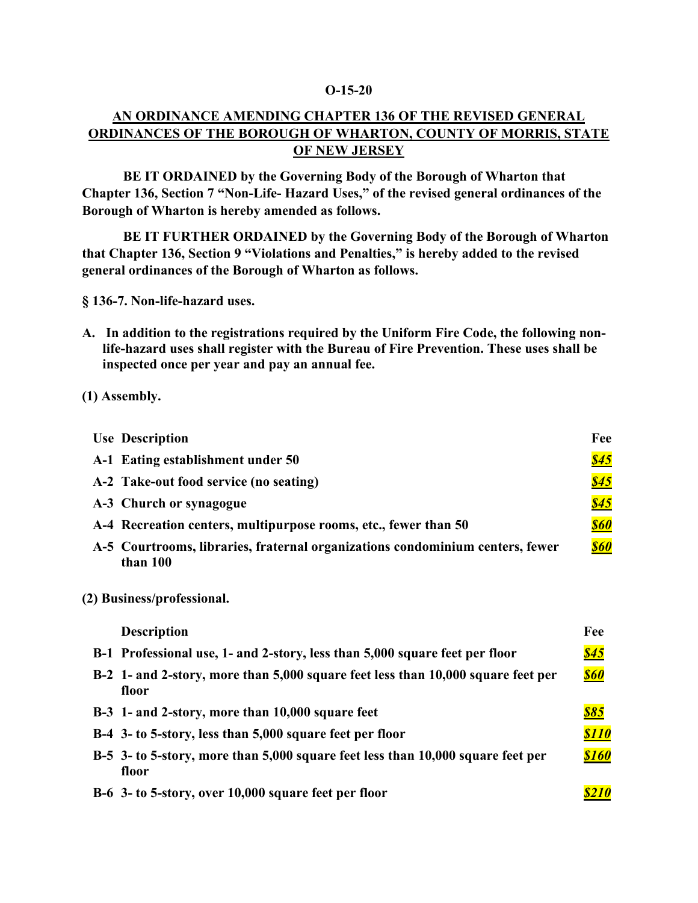**O-15-20**

**AN ORDINANCE AMENDING CHAPTER 136 OF THE REVISED GENERAL ORDINANCES OF THE BOROUGH OF WHARTON, COUNTY OF MORRIS, STATE OF NEW JERSEY**

**BE IT ORDAINED by the Governing Body of the Borough of Wharton that Chapter 136, Section 7 "Non-Life- Hazard Uses," of the revised general ordinances of the Borough of Wharton is hereby amended as follows.**

**BE IT FURTHER ORDAINED by the Governing Body of the Borough of Wharton that Chapter 136, Section 9 "Violations and Penalties," is hereby added to the revised general ordinances of the Borough of Wharton as follows.**

**§ 136-7. Non-life-hazard uses.**

**A. In addition to the registrations required by the Uniform Fire Code, the following non-life-hazard uses shall register with the Bureau of Fire Prevention. These uses shall be inspected once per year and pay an annual fee.**

**(1) Assembly.**

| Use | Description | Fee |
|---|---|---|
| A-1 | Eating establishment under 50 | ***$45*** |
| A-2 | Take-out food service (no seating) | ***$45*** |
| A-3 | Church or synagogue | ***$45*** |
| A-4 | Recreation centers, multipurpose rooms, etc., fewer than 50 | ***$60*** |
| A-5 | Courtrooms, libraries, fraternal organizations condominium centers, fewer than 100 | ***$60*** |

**(2) Business/professional.**

| | Description | Fee |
|---|---|---|
| B-1 | Professional use, 1- and 2-story, less than 5,000 square feet per floor | ***$45*** |
| B-2 | 1- and 2-story, more than 5,000 square feet less than 10,000 square feet per floor | ***$60*** |
| B-3 | 1- and 2-story, more than 10,000 square feet | ***$85*** |
| B-4 | 3- to 5-story, less than 5,000 square feet per floor | ***$110*** |
| B-5 | 3- to 5-story, more than 5,000 square feet less than 10,000 square feet per floor | ***$160*** |
| B-6 | 3- to 5-story, over 10,000 square feet per floor | ***$210*** |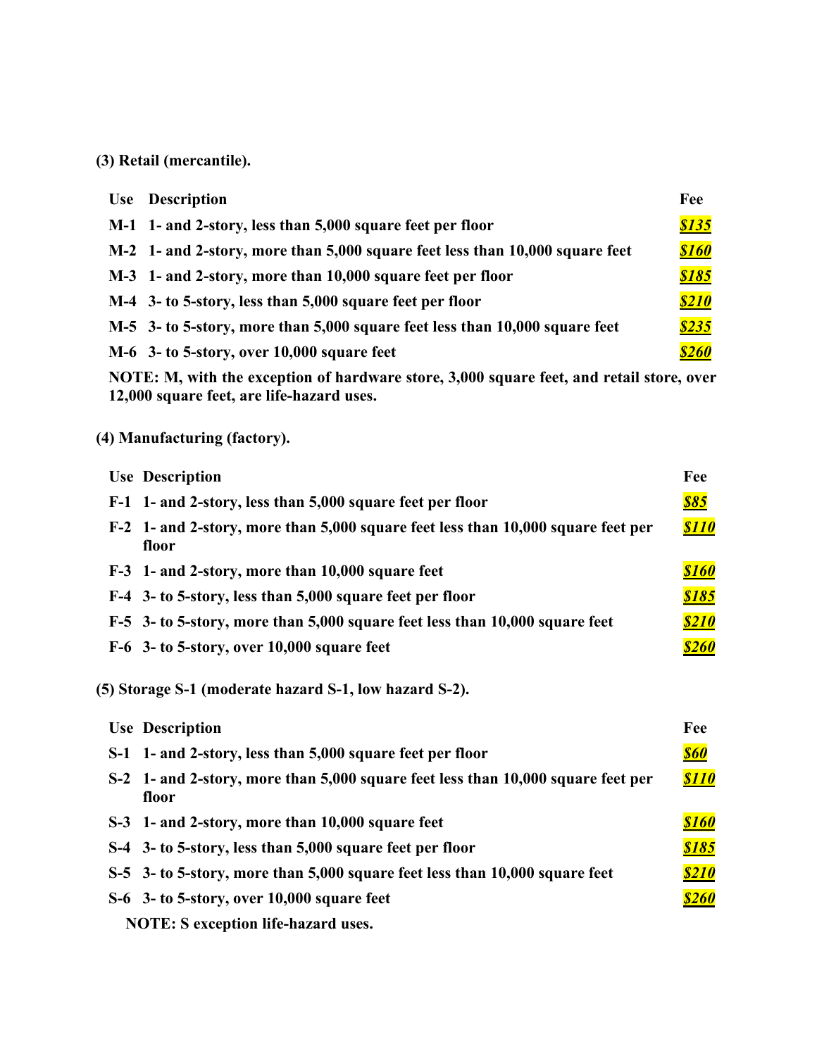**(3) Retail (mercantile).**

| Use | Description | Fee |
|---|---|---|
| M-1 | 1- and 2-story, less than 5,000 square feet per floor | ***$135*** |
| M-2 | 1- and 2-story, more than 5,000 square feet less than 10,000 square feet | ***$160*** |
| M-3 | 1- and 2-story, more than 10,000 square feet per floor | ***$185*** |
| M-4 | 3- to 5-story, less than 5,000 square feet per floor | ***$210*** |
| M-5 | 3- to 5-story, more than 5,000 square feet less than 10,000 square feet | ***$235*** |
| M-6 | 3- to 5-story, over 10,000 square feet | ***$260*** |

**NOTE: M, with the exception of hardware store, 3,000 square feet, and retail store, over 12,000 square feet, are life-hazard uses.**

**(4) Manufacturing (factory).**

| Use | Description | Fee |
|---|---|---|
| F-1 | 1- and 2-story, less than 5,000 square feet per floor | ***$85*** |
| F-2 | 1- and 2-story, more than 5,000 square feet less than 10,000 square feet per floor | ***$110*** |
| F-3 | 1- and 2-story, more than 10,000 square feet | ***$160*** |
| F-4 | 3- to 5-story, less than 5,000 square feet per floor | ***$185*** |
| F-5 | 3- to 5-story, more than 5,000 square feet less than 10,000 square feet | ***$210*** |
| F-6 | 3- to 5-story, over 10,000 square feet | ***$260*** |

**(5) Storage S-1 (moderate hazard S-1, low hazard S-2).**

| Use | Description | Fee |
|---|---|---|
| S-1 | 1- and 2-story, less than 5,000 square feet per floor | ***$60*** |
| S-2 | 1- and 2-story, more than 5,000 square feet less than 10,000 square feet per floor | ***$110*** |
| S-3 | 1- and 2-story, more than 10,000 square feet | ***$160*** |
| S-4 | 3- to 5-story, less than 5,000 square feet per floor | ***$185*** |
| S-5 | 3- to 5-story, more than 5,000 square feet less than 10,000 square feet | ***$210*** |
| S-6 | 3- to 5-story, over 10,000 square feet | ***$260*** |

**NOTE: S exception life-hazard uses.**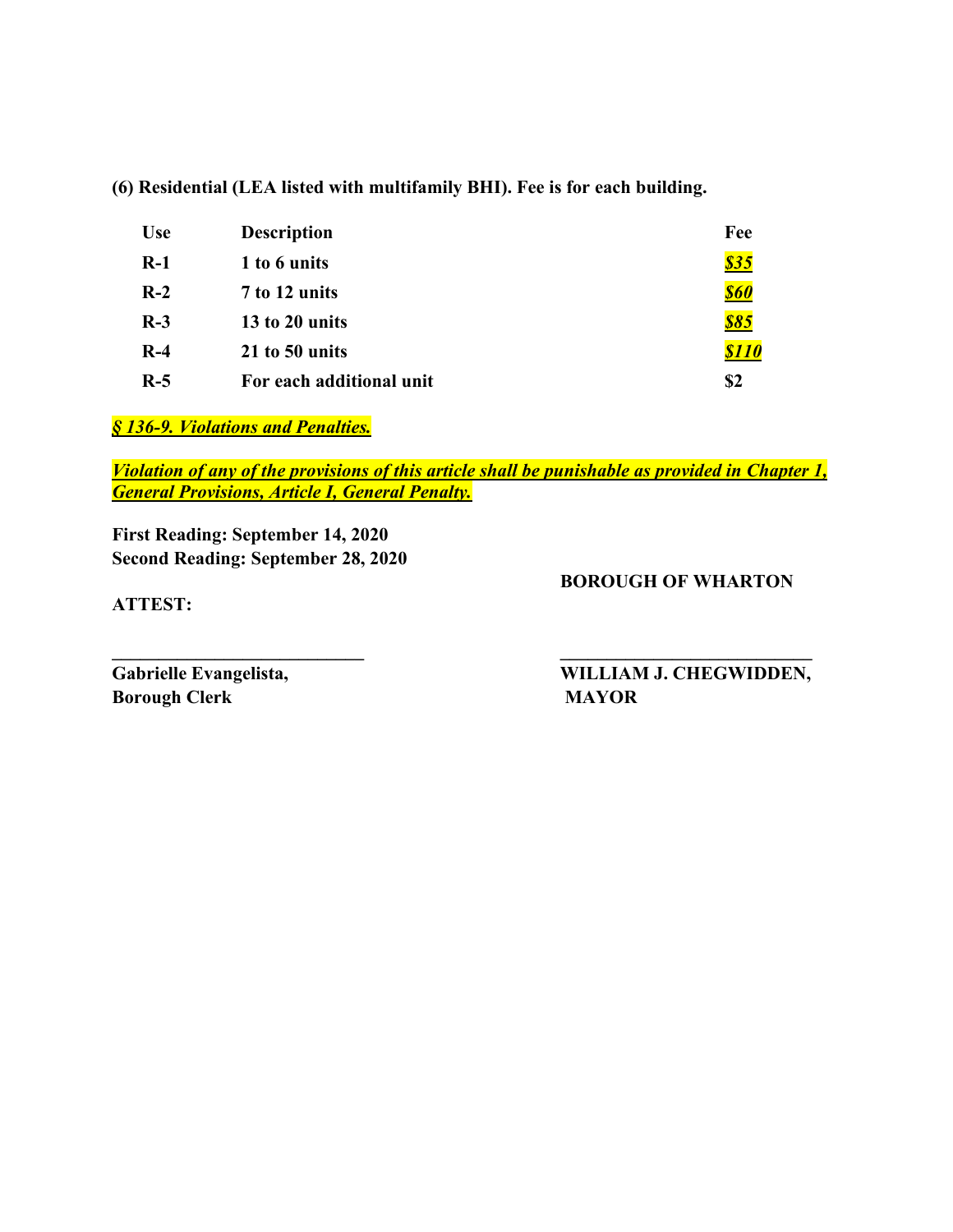**(6) Residential (LEA listed with multifamily BHI). Fee is for each building.**

| **Use** | **Description** | **Fee** |
|---|---|---|
| **R-1** | **1 to 6 units** | ***$35*** |
| **R-2** | **7 to 12 units** | ***$60*** |
| **R-3** | **13 to 20 units** | ***$85*** |
| **R-4** | **21 to 50 units** | ***$110*** |
| **R-5** | **For each additional unit** | **$2** |

***§ 136-9. Violations and Penalties.***

***Violation of any of the provisions of this article shall be punishable as provided in Chapter 1, General Provisions, Article I, General Penalty.***

**First Reading: September 14, 2020**
**Second Reading: September 28, 2020**

**BOROUGH OF WHARTON**

**ATTEST:**

\_\_\_\_\_\_\_\_\_\_\_\_\_\_\_\_\_\_\_\_\_\_\_\_\_\_\_\_
**Gabrielle Evangelista,**
**Borough Clerk**

\_\_\_\_\_\_\_\_\_\_\_\_\_\_\_\_\_\_\_\_\_\_\_\_\_\_\_\_
**WILLIAM J. CHEGWIDDEN,**
**MAYOR**